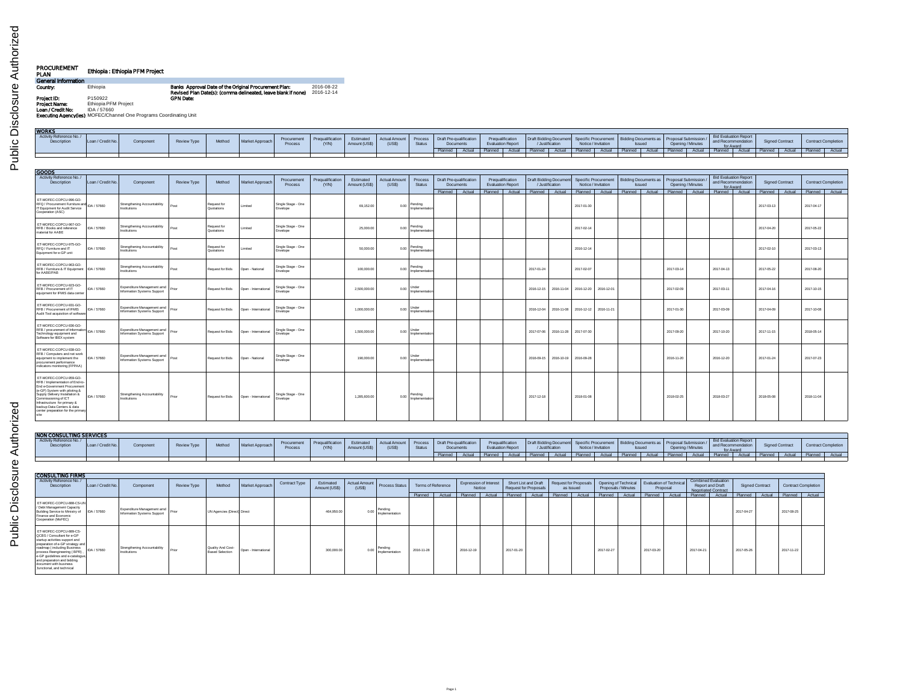# PROCUREMENT PLAN

**Ethiopia : Ethiopia PFM Project**

**General Information**

**Country:** Ethiopia

**Banks Approval Date of the Original Procurement Plan:** 2016-08-22

**Revised Plan Date(s): (comma delineated, leave blank if none)** 2016-12-14

**Project ID:** P150922

**GPN Date:**

**Project Name:** Ethiopia PFM Project

**Loan / Credit No:** IDA / 57660

**Executing Agency(ies):** MOFEC/Channel One Programs Coordinating Unit

## WORKS

| Activity Reference No. / Description | Loan / Credit No. | Component | Review Type | Method | Market Approach | Procurement Process | Prequalification (Y/N) | Estimated Amount (US$) | Actual Amount (US$) | Process Status | Draft Pre-qualification Documents | | Prequalification Evaluation Report | | Draft Bidding Document / Justification | | Specific Procurement Notice / Invitation | | Bidding Documents as Issued | | Proposal Submission / Opening / Minutes | | Bid Evaluation Report and Recommendation for Award | | Signed Contract | | Contract Completion | |
|---|---|---|---|---|---|---|---|---|---|---|---|---|---|---|---|---|---|---|---|---|---|---|---|---|---|---|---|---|
| | | | | | | | | | | | Planned | Actual | Planned | Actual | Planned | Actual | Planned | Actual | Planned | Actual | Planned | Actual | Planned | Actual | Planned | Actual | Planned | Actual |
| | | | | | | | | | | | | | | | | | | | | | | | | | | | | |

## GOODS

| Activity Reference No. / Description | Loan / Credit No. | Component | Review Type | Method | Market Approach | Procurement Process | Prequalification (Y/N) | Estimated Amount (US$) | Actual Amount (US$) | Process Status | Draft Pre-qualification Documents | | Prequalification Evaluation Report | | Draft Bidding Document / Justification | | Specific Procurement Notice / Invitation | | Bidding Documents as Issued | | Proposal Submission / Opening / Minutes | | Bid Evaluation Report and Recommendation for Award | | Signed Contract | | Contract Completion | |
|---|---|---|---|---|---|---|---|---|---|---|---|---|---|---|---|---|---|---|---|---|---|---|---|---|---|---|---|---|
| | | | | | | | | | | | Planned | Actual | Planned | Actual | Planned | Actual | Planned | Actual | Planned | Actual | Planned | Actual | Planned | Actual | Planned | Actual | Planned | Actual |
| ET-MOFEC-COPCU-966-GO-RFQ / Procurement Furniture and IT Equipment for Audit Service Cooperation (ASC) | IDA / 57660 | Strengthening Accountability Institutions | Post | Request for Quotations | Limited | Single Stage - One Envelope | | 69,152.00 | 0.00 | Pending Implementation | | | | | | | 2017-01-30 | | | | | | | | 2017-03-13 | | 2017-04-17 | |
| ET-MOFEC-COPCU-967-GO-RFB / Books and reference material for AABE | IDA / 57660 | Strengthening Accountability Institutions | Post | Request for Quotations | Limited | Single Stage - One Envelope | | 25,000.00 | 0.00 | Pending Implementation | | | | | | | 2017-02-14 | | | | | | | | 2017-04-20 | | 2017-05-22 | |
| ET-MOFEC-COPCU-975-GO-RFQ / Furniture and IT Equipment for e-GP unit | IDA / 57660 | Strengthening Accountability Institutions | Post | Request for Quotations | Limited | Single Stage - One Envelope | | 50,000.00 | 0.00 | Pending Implementation | | | | | | | 2016-12-14 | | | | | | | | 2017-02-10 | | 2017-03-13 | |
| ET-MOFEC-COPCU-983-GO-RFB / Furniture & IT Equipment for AABE/PAB | IDA / 57660 | Strengthening Accountability Institutions | Post | Request for Bids | Open - National | Single Stage - One Envelope | | 100,000.00 | 0.00 | Pending Implementation | | | | | 2017-01-24 | | 2017-02-07 | | | | 2017-03-14 | | 2017-04-13 | | 2017-05-22 | | 2017-08-20 | |
| ET-MOFEC-COPCU-923-GO-RFB / Procurement of IT equipment for IFMIS data center | IDA / 57660 | Expenditure Management amd Information Systems Support | Prior | Request for Bids | Open - International | Single Stage - One Envelope | | 2,500,000.00 | 0.00 | Under Implementation | | | | | 2016-12-15 | 2016-11-04 | 2016-12-20 | 2016-12-01 | | | 2017-02-09 | | 2017-03-11 | | 2017-04-16 | | 2017-10-15 | |
| ET-MOFEC-COPCU-931-GO-RFB / Procurement of IFMIS Audit Tool acquisition of software | IDA / 57660 | Expenditure Management amd Information Systems Support | Prior | Request for Bids | Open - International | Single Stage - One Envelope | | 1,000,000.00 | 0.00 | Under Implementation | | | | | 2016-12-04 | 2016-11-08 | 2016-12-12 | 2016-11-21 | | | 2017-01-30 | | 2017-03-09 | | 2017-04-09 | | 2017-10-06 | |
| ET-MOFEC-COPCU-936-GO-RFB / procurement of Information Technology equipment and Software for IBEX system | IDA / 57660 | Expenditure Management amd Information Systems Support | Prior | Request for Bids | Open - International | Single Stage - One Envelope | | 1,500,000.00 | 0.00 | Under Implementation | | | | | 2017-07-06 | 2016-11-28 | 2017-07-30 | | | | 2017-09-20 | | 2017-10-20 | | 2017-11-15 | | 2018-05-14 | |
| ET-MOFEC-COPCU-938-GO-RFB / Computers and net work equipment to implement the procurement performance indicators monitoring (FPPAA) | IDA / 57660 | Expenditure Management amd Information Systems Support | Post | Request for Bids | Open - National | Single Stage - One Envelope | | 190,000.00 | 0.00 | Under Implementation | | | | | 2016-09-15 | 2016-10-19 | 2016-09-28 | | | | 2016-11-20 | | 2016-12-20 | | 2017-01-24 | | 2017-07-23 | |
| ET-MOFEC-COPCU-959-GO-RFB / Implementation of End-to-End e-Government Procurement (e-GP) System with piloting & Supply Delivery Installation & Commissioning of ICT Infrastructure for primary & backup Data Centers & data center preparation for the primary site | IDA / 57660 | Strengthening Accountability Institutions | Prior | Request for Bids | Open - International | Single Stage - One Envelope | | 1,285,600.00 | 0.00 | Pending Implementation | | | | | 2017-12-18 | | 2018-01-08 | | | | 2018-02-25 | | 2018-03-27 | | 2018-05-08 | | 2018-11-04 | |

## NON CONSULTING SERVICES

| Activity Reference No. / Description | Loan / Credit No. | Component | Review Type | Method | Market Approach | Procurement Process | Prequalification (Y/N) | Estimated Amount (US$) | Actual Amount (US$) | Process Status | Draft Pre-qualification Documents | | Prequalification Evaluation Report | | Draft Bidding Document / Justification | | Specific Procurement Notice / Invitation | | Bidding Documents as Issued | | Proposal Submission / Opening / Minutes | | Bid Evaluation Report and Recommendation for Award | | Signed Contract | | Contract Completion | |
|---|---|---|---|---|---|---|---|---|---|---|---|---|---|---|---|---|---|---|---|---|---|---|---|---|---|---|---|---|
| | | | | | | | | | | | Planned | Actual | Planned | Actual | Planned | Actual | Planned | Actual | Planned | Actual | Planned | Actual | Planned | Actual | Planned | Actual | Planned | Actual |
| | | | | | | | | | | | | | | | | | | | | | | | | | | | | |

## CONSULTING FIRMS

| Activity Reference No. / Description | Loan / Credit No. | Component | Review Type | Method | Market Approach | Contract Type | Estimated Amount (US$) | Actual Amount (US$) | Process Status | Terms of Reference | | Expression of Interest Notice | | Short List and Draft Request for Proposals | | Request for Proposals as Issued | | Opening of Technical Proposals / Minutes | | Evaluation of Technical Proposal | | Combined Evaluation Report and Draft Negotiated Contract | | Signed Contract | | Contract Completion | |
|---|---|---|---|---|---|---|---|---|---|---|---|---|---|---|---|---|---|---|---|---|---|---|---|---|---|---|---|
| | | | | | | | | | | Planned | Actual | Planned | Actual | Planned | Actual | Planned | Actual | Planned | Actual | Planned | Actual | Planned | Actual | Planned | Actual | Planned | Actual |
| ET-MOFEC-COPCU-888-CS-UN / Debt Management Capacity Building Service to Ministry of Finance and Economic Cooperation (MoFEC) | IDA / 57660 | Expenditure Management amd Information Systems Support | Prior | UN Agencies (Direct) | Direct | | 464,950.00 | 0.00 | Pending Implementation | | | | | | | | | | | | | | | 2017-04-27 | | 2017-08-25 | |
| ET-MOFEC-COPCU-889-CS-QCBS / Consultant for e-GP startup activities support and preparation of e-GP strategy and roadmap ( including Business process Reengineering ( BPR) , e-GP guidelines and e-catalogue, and preparation and bidding document with business ,functional, and technical | IDA / 57660 | Strengthening Accountability Institutions | Prior | Quality And Cost-Based Selection | Open - International | | 300,000.00 | 0.00 | Pending Implementation | 2016-11-28 | | 2016-12-19 | | 2017-01-20 | | | | 2017-02-27 | | 2017-03-20 | | 2017-04-21 | | 2017-05-26 | | 2017-11-22 | |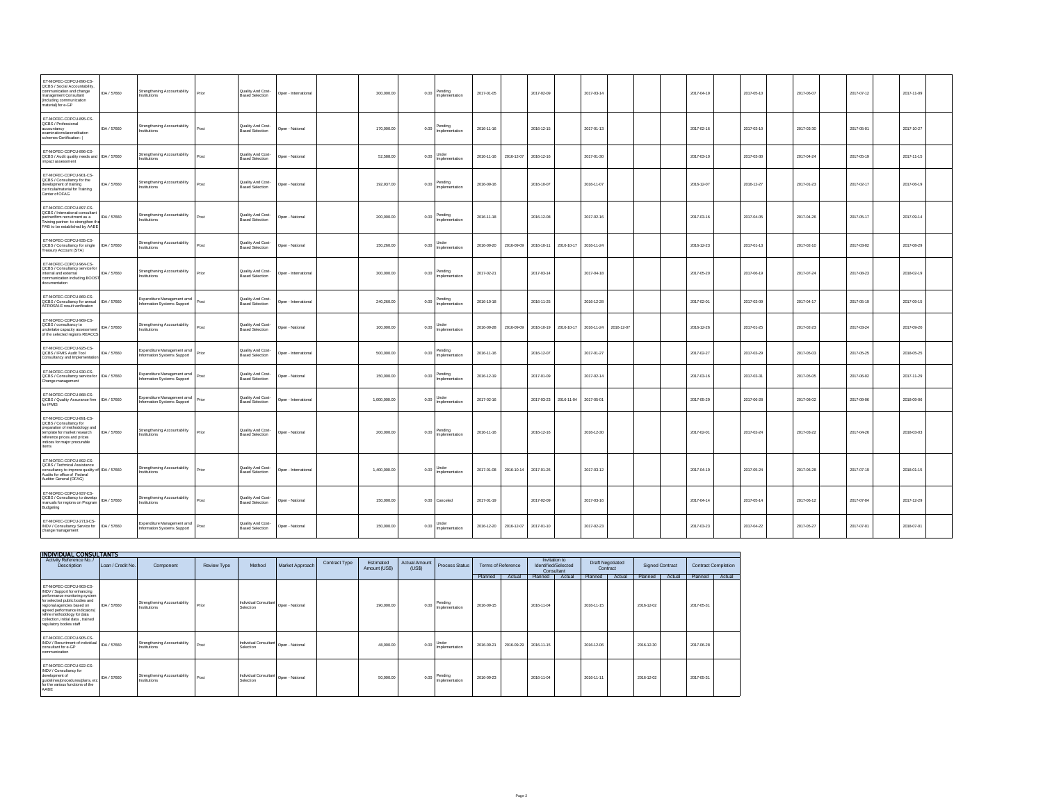| Activity Reference No. / Description | Loan / Credit No. | Component | Review Type | Method | Market Approach | Contract Type | Estimated Amount (US$) | Actual Amount (US$) | Process Status | | | | | | | | | | | | | | | | | | |
|---|---|---|---|---|---|---|---|---|---|---|---|---|---|---|---|---|---|---|---|---|---|---|---|---|---|---|---|
| ET-MOFEC-COPCU-890-CS-QCBS / Social Accountability, communication and change management Consultant (including communication material) for e-GP | IDA / 57660 | Strengthening Accountability Institutions | Prior | Quality And Cost-Based Selection | Open - International | | 300,000.00 | 0.00 | Pending Implementation | 2017-01-05 | | 2017-02-09 | | 2017-03-14 | | | | | | 2017-04-19 | | 2017-05-10 | | 2017-06-07 | | 2017-07-12 | | 2017-11-09 | |
| ET-MOFEC-COPCU-895-CS-QCBS / Professional accountancy examinations/accreditation schemes-Certification: ( | IDA / 57660 | Strengthening Accountability Institutions | Post | Quality And Cost-Based Selection | Open - National | | 170,000.00 | 0.00 | Pending Implementation | 2016-11-16 | | 2016-12-15 | | 2017-01-13 | | | | | | 2017-02-16 | | 2017-03-10 | | 2017-03-30 | | 2017-05-01 | | 2017-10-27 | |
| ET-MOFEC-COPCU-896-CS-QCBS / Audit quality needs and impact assessment | IDA / 57660 | Strengthening Accountability Institutions | Post | Quality And Cost-Based Selection | Open - National | | 52,588.00 | 0.00 | Under Implementation | 2016-11-16 | 2016-12-07 | 2016-12-16 | | 2017-01-30 | | | | | | 2017-03-10 | | 2017-03-30 | | 2017-04-24 | | 2017-05-19 | | 2017-11-15 | |
| ET-MOFEC-COPCU-901-CS-QCBS / Consultancy for the development of training curricula/material for Training Center of OFAG | IDA / 57660 | Strengthening Accountability Institutions | Post | Quality And Cost-Based Selection | Open - National | | 192,937.00 | 0.00 | Pending Implementation | 2016-09-16 | | 2016-10-07 | | 2016-11-07 | | | | | | 2016-12-07 | | 2016-12-27 | | 2017-01-23 | | 2017-02-17 | | 2017-06-19 | |
| ET-MOFEC-COPCU-897-CS-QCBS / International consultant partner/firm recruitment as a Twining partner- to strengthen the PAB to be established by AABE | IDA / 57660 | Strengthening Accountability Institutions | Post | Quality And Cost-Based Selection | Open - National | | 200,000.00 | 0.00 | Pending Implementation | 2016-11-18 | | 2016-12-08 | | 2017-02-16 | | | | | | 2017-03-16 | | 2017-04-05 | | 2017-04-26 | | 2017-05-17 | | 2017-09-14 | |
| ET-MOFEC-COPCU-935-CS-QCBS / Consultancy for single Treasury Account (STA) | IDA / 57660 | Strengthening Accountability Institutions | Post | Quality And Cost-Based Selection | Open - National | | 150,260.00 | 0.00 | Under Implementation | 2016-09-20 | 2016-09-09 | 2016-10-11 | 2016-10-17 | 2016-11-24 | | | | | | 2016-12-23 | | 2017-01-13 | | 2017-02-10 | | 2017-03-02 | | 2017-08-29 | |
| ET-MOFEC-COPCU-964-CS-QCBS / Consultancy service for internal and external communication including BOOST documentation | IDA / 57660 | Strengthening Accountability Institutions | Prior | Quality And Cost-Based Selection | Open - International | | 300,000.00 | 0.00 | Pending Implementation | 2017-02-21 | | 2017-03-14 | | 2017-04-18 | | | | | | 2017-05-20 | | 2017-06-19 | | 2017-07-24 | | 2017-08-23 | | 2018-02-19 | |
| ET-MOFEC-COPCU-869-CS-QCBS / Consultancy for annual AFROSAI-E result verification | IDA / 57660 | Expenditure Management amd Information Systems Support | Post | Quality And Cost-Based Selection | Open - International | | 240,260.00 | 0.00 | Pending Implementation | 2016-10-18 | | 2016-11-25 | | 2016-12-28 | | | | | | 2017-02-01 | | 2017-03-09 | | 2017-04-17 | | 2017-05-19 | | 2017-09-15 | |
| ET-MOFEC-COPCU-969-CS-QCBS / consultancy to undertake capacity assessment of the selected regions REACCS | IDA / 57660 | Strengthening Accountability Institutions | Post | Quality And Cost-Based Selection | Open - National | | 100,000.00 | 0.00 | Under Implementation | 2016-09-28 | 2016-09-09 | 2016-10-19 | 2016-10-17 | 2016-11-24 | 2016-12-07 | | | | | 2016-12-26 | | 2017-01-25 | | 2017-02-23 | | 2017-03-24 | | 2017-09-20 | |
| ET-MOFEC-COPCU-925-CS-QCBS / IFMIS Audit Tool Consultancy and Implementation | IDA / 57660 | Expenditure Management amd Information Systems Support | Prior | Quality And Cost-Based Selection | Open - International | | 500,000.00 | 0.00 | Pending Implementation | 2016-11-16 | | 2016-12-07 | | 2017-01-27 | | | | | | 2017-02-27 | | 2017-03-29 | | 2017-05-03 | | 2017-05-25 | | 2018-05-25 | |
| ET-MOFEC-COPCU-930-CS-QCBS / Consultancy service for Change management | IDA / 57660 | Expenditure Management amd Information Systems Support | Post | Quality And Cost-Based Selection | Open - National | | 150,000.00 | 0.00 | Pending Implementation | 2016-12-19 | | 2017-01-09 | | 2017-02-14 | | | | | | 2017-03-16 | | 2017-03-31 | | 2017-05-05 | | 2017-06-02 | | 2017-11-29 | |
| ET-MOFEC-COPCU-868-CS-QCBS / Quality Assurance firm for IFMIS | IDA / 57660 | Expenditure Management amd Information Systems Support | Prior | Quality And Cost-Based Selection | Open - International | | 1,000,000.00 | 0.00 | Under Implementation | 2017-02-16 | | 2017-03-23 | 2016-11-04 | 2017-05-01 | | | | | | 2017-05-29 | | 2017-06-28 | | 2017-08-02 | | 2017-09-06 | | 2018-09-06 | |
| ET-MOFEC-COPCU-891-CS-QCBS / Consultancy for preparation of methodology and template for market research reference prices and prices indices for major procurable items | IDA / 57660 | Strengthening Accountability Institutions | Prior | Quality And Cost-Based Selection | Open - National | | 200,000.00 | 0.00 | Pending Implementation | 2016-11-16 | | 2016-12-16 | | 2016-12-30 | | | | | | 2017-02-01 | | 2017-02-24 | | 2017-03-22 | | 2017-04-26 | | 2018-03-03 | |
| ET-MOFEC-COPCU-892-CS-QCBS / Technical Assistance consultancy to improve quality of Audits for office of Federal Auditor General (OFAG) | IDA / 57660 | Strengthening Accountability Institutions | Prior | Quality And Cost-Based Selection | Open - International | | 1,400,000.00 | 0.00 | Under Implementation | 2017-01-08 | 2016-10-14 | 2017-01-26 | | 2017-03-12 | | | | | | 2017-04-19 | | 2017-05-24 | | 2017-06-28 | | 2017-07-19 | | 2018-01-15 | |
| ET-MOFEC-COPCU-937-CS-QCBS / Consultancy to develop manuals for regions on Program Budgeting | IDA / 57660 | Strengthening Accountability Institutions | Post | Quality And Cost-Based Selection | Open - National | | 150,000.00 | 0.00 | Canceled | 2017-01-19 | | 2017-02-09 | | 2017-03-16 | | | | | | 2017-04-14 | | 2017-05-14 | | 2017-06-12 | | 2017-07-04 | | 2017-12-29 | |
| ET-MOFEC-COPCU-2713-CS-INDV / Consultancy Service for change management | IDA / 57660 | Expenditure Management amd Information Systems Support | Post | Quality And Cost-Based Selection | Open - National | | 150,000.00 | 0.00 | Under Implementation | 2016-12-20 | 2016-12-07 | 2017-01-10 | | 2017-02-23 | | | | | | 2017-03-23 | | 2017-04-22 | | 2017-05-27 | | 2017-07-01 | | 2018-07-01 | |

## INDIVIDUAL CONSULTANTS

| Activity Reference No. / Description | Loan / Credit No. | Component | Review Type | Method | Market Approach | Contract Type | Estimated Amount (US$) | Actual Amount (US$) | Process Status | Terms of Reference | | Invitation to Identified/Selected Consultant | | Draft Negotiated Contract | | Signed Contract | | Contract Completion | |
|---|---|---|---|---|---|---|---|---|---|---|---|---|---|---|---|---|---|---|---|
| | | | | | | | | | | Planned | Actual | Planned | Actual | Planned | Actual | Planned | Actual | Planned | Actual |
| ET-MOFEC-COPCU-903-CS-INDV / Support for enhancing performance monitoring system for selected public bodies and regional agencies based on agreed performance indicators( refine methodology for data collection, initial data , trained regulatory bodies staff | IDA / 57660 | Strengthening Accountability Institutions | Prior | Individual Consultant Selection | Open - National | | 190,000.00 | 0.00 | Pending Implementation | 2016-09-15 | | 2016-11-04 | | 2016-11-15 | | 2016-12-02 | | 2017-05-31 | |
| ET-MOFEC-COPCU-905-CS-INDV / Recuritment of individual consultant for e-GP communication | IDA / 57660 | Strengthening Accountability Institutions | Post | Individual Consultant Selection | Open - National | | 48,000.00 | 0.00 | Under Implementation | 2016-09-21 | 2016-09-29 | 2016-11-15 | | 2016-12-06 | | 2016-12-30 | | 2017-06-28 | |
| ET-MOFEC-COPCU-922-CS-INDV / Consultancy for development of guidelines/procedures/plans, etc for the various functions of the AABE | IDA / 57660 | Strengthening Accountability Institutions | Post | Individual Consultant Selection | Open - National | | 50,000.00 | 0.00 | Pending Implementation | 2016-09-23 | | 2016-11-04 | | 2016-11-11 | | 2016-12-02 | | 2017-05-31 | |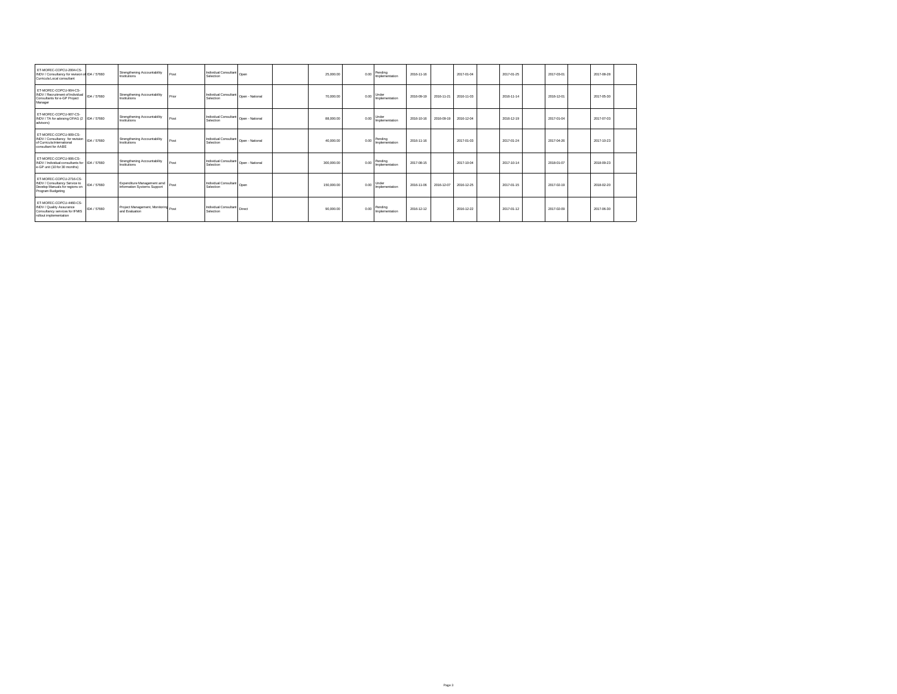| | | | | | | | | | | | | | | | | | | | | | |
|---|---|---|---|---|---|---|---|---|---|---|---|---|---|---|---|---|---|---|---|---|---|
| ET-MOFEC-COPCU-2004-CS-INDV / Consultancy for revision of Curricula Local consultant | IDA / 57660 | Strengthening Accountability Institutions | Post | Individual Consultant Selection | Open | | 25,000.00 | 0.00 | Pending Implementation | 2016-11-16 | | 2017-01-04 | | 2017-01-25 | | 2017-03-01 | | 2017-08-28 | |
| ET-MOFEC-COPCU-904-CS-INDV / Recruitment of Individual Consultants for e-GP Project Manager | IDA / 57660 | Strengthening Accountability Institutions | Prior | Individual Consultant Selection | Open - National | | 70,000.00 | 0.00 | Under Implementation | 2016-09-19 | 2016-11-21 | 2016-11-03 | | 2016-11-14 | | 2016-12-01 | | 2017-05-30 | |
| ET-MOFEC-COPCU-907-CS-INDV / TA for advising OFAG (2 advisors) | IDA / 57660 | Strengthening Accountability Institutions | Post | Individual Consultant Selection | Open - National | | 88,000.00 | 0.00 | Under Implementation | 2016-10-16 | 2016-09-19 | 2016-12-04 | | 2016-12-19 | | 2017-01-04 | | 2017-07-03 | |
| ET-MOFEC-COPCU-909-CS-INDV / Consultancy for revision of Curricula International consultant for AABE | IDA / 57660 | Strengthening Accountability Institutions | Post | Individual Consultant Selection | Open - National | | 40,000.00 | 0.00 | Pending Implementation | 2016-11-16 | | 2017-01-03 | | 2017-01-24 | | 2017-04-26 | | 2017-10-23 | |
| ET-MOFEC-COPCU-906-CS-INDV / Individual consultants for e-GP unit (10 for 30 months) | IDA / 57660 | Strengthening Accountability Institutions | Post | Individual Consultant Selection | Open - National | | 300,000.00 | 0.00 | Pending Implementation | 2017-08-15 | | 2017-10-04 | | 2017-10-14 | | 2018-01-07 | | 2018-09-23 | |
| ET-MOFEC-COPCU-2716-CS-INDV / Consultancy Service to Develop Manuals for regions on Program Budgeting | IDA / 57660 | Expenditure Management amd Information Systems Support | Post | Individual Consultant Selection | Open | | 150,000.00 | 0.00 | Under Implementation | 2016-11-06 | 2016-12-07 | 2016-12-25 | | 2017-01-15 | | 2017-02-19 | | 2018-02-20 | |
| ET-MOFEC-COPCU-4460-CS-INDV / Quality Assurance Consultancy services for IFMIS rollout implementation | IDA / 57660 | Project Management, Monitoring and Evaluation | Post | Individual Consultant Selection | Direct | | 90,000.00 | 0.00 | Pending Implementation | 2016-12-12 | | 2016-12-22 | | 2017-01-12 | | 2017-02-09 | | 2017-06-30 | |